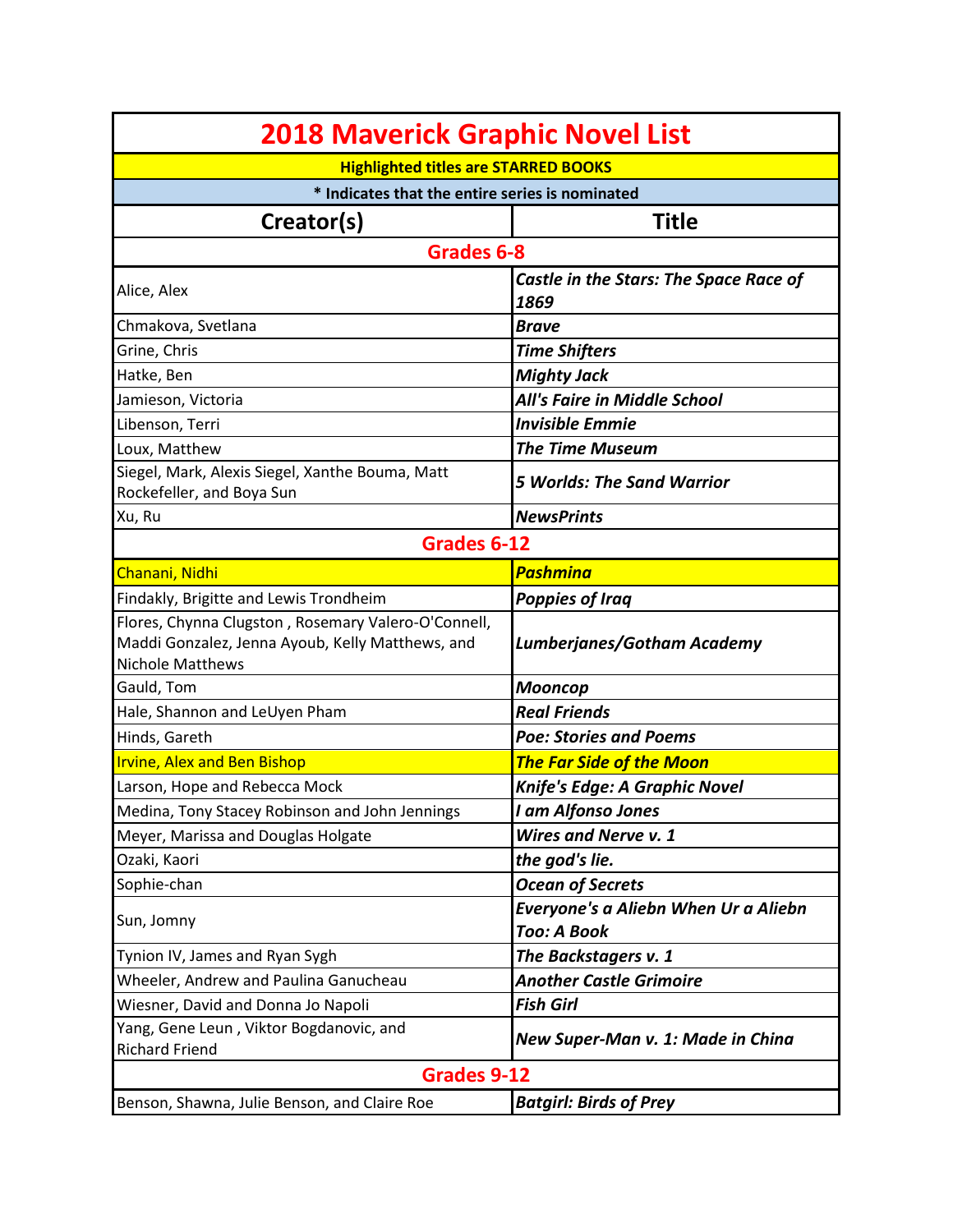# 2018 Maverick Graphic Novel List

**Highlighted titles are STARRED BOOKS**

**\* Indicates that the entire series is nominated**

| Creator(s) | Title |
|---|---|
| **Grades 6-8** | |
| Alice, Alex | ***Castle in the Stars: The Space Race of 1869*** |
| Chmakova, Svetlana | ***Brave*** |
| Grine, Chris | ***Time Shifters*** |
| Hatke, Ben | ***Mighty Jack*** |
| Jamieson, Victoria | ***All's Faire in Middle School*** |
| Libenson, Terri | ***Invisible Emmie*** |
| Loux, Matthew | ***The Time Museum*** |
| Siegel, Mark, Alexis Siegel, Xanthe Bouma, Matt Rockefeller, and Boya Sun | ***5 Worlds: The Sand Warrior*** |
| Xu, Ru | ***NewsPrints*** |
| **Grades 6-12** | |
| Chanani, Nidhi | ***Pashmina*** |
| Findakly, Brigitte and Lewis Trondheim | ***Poppies of Iraq*** |
| Flores, Chynna Clugston , Rosemary Valero-O'Connell, Maddi Gonzalez, Jenna Ayoub, Kelly Matthews, and Nichole Matthews | ***Lumberjanes/Gotham Academy*** |
| Gauld, Tom | ***Mooncop*** |
| Hale, Shannon and LeUyen Pham | ***Real Friends*** |
| Hinds, Gareth | ***Poe: Stories and Poems*** |
| Irvine, Alex and Ben Bishop | ***The Far Side of the Moon*** |
| Larson, Hope and Rebecca Mock | ***Knife's Edge: A Graphic Novel*** |
| Medina, Tony Stacey Robinson and John Jennings | ***I am Alfonso Jones*** |
| Meyer, Marissa and Douglas Holgate | ***Wires and Nerve v. 1*** |
| Ozaki, Kaori | ***the god's lie.*** |
| Sophie-chan | ***Ocean of Secrets*** |
| Sun, Jomny | ***Everyone's a Aliebn When Ur a Aliebn Too: A Book*** |
| Tynion IV, James and Ryan Sygh | ***The Backstagers v. 1*** |
| Wheeler, Andrew and Paulina Ganucheau | ***Another Castle Grimoire*** |
| Wiesner, David and Donna Jo Napoli | ***Fish Girl*** |
| Yang, Gene Leun , Viktor Bogdanovic, and Richard Friend | ***New Super-Man v. 1: Made in China*** |
| **Grades 9-12** | |
| Benson, Shawna, Julie Benson, and Claire Roe | ***Batgirl: Birds of Prey*** |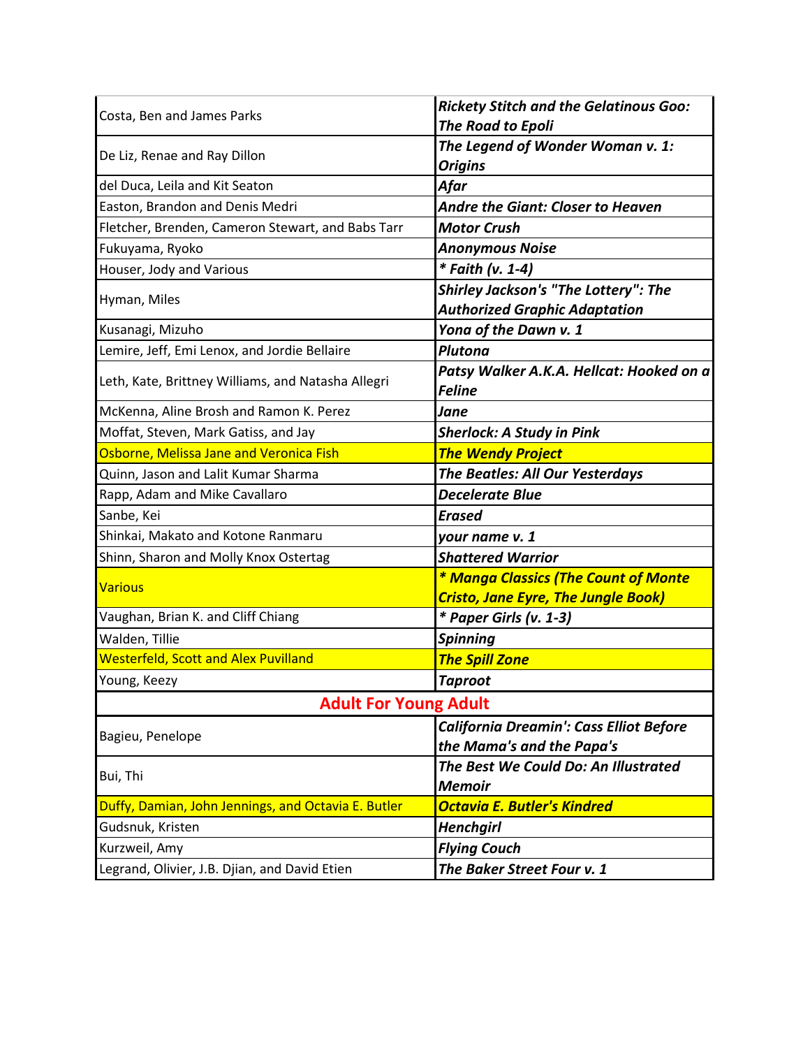| | |
|---|---|
| Costa, Ben and James Parks | ***Rickety Stitch and the Gelatinous Goo: The Road to Epoli*** |
| De Liz, Renae and Ray Dillon | ***The Legend of Wonder Woman v. 1: Origins*** |
| del Duca, Leila and Kit Seaton | ***Afar*** |
| Easton, Brandon and Denis Medri | ***Andre the Giant: Closer to Heaven*** |
| Fletcher, Brenden, Cameron Stewart, and Babs Tarr | ***Motor Crush*** |
| Fukuyama, Ryoko | ***Anonymous Noise*** |
| Houser, Jody and Various | ***\* Faith (v. 1-4)*** |
| Hyman, Miles | ***Shirley Jackson's "The Lottery": The Authorized Graphic Adaptation*** |
| Kusanagi, Mizuho | ***Yona of the Dawn v. 1*** |
| Lemire, Jeff, Emi Lenox, and Jordie Bellaire | ***Plutona*** |
| Leth, Kate, Brittney Williams, and Natasha Allegri | ***Patsy Walker A.K.A. Hellcat: Hooked on a Feline*** |
| McKenna, Aline Brosh and Ramon K. Perez | ***Jane*** |
| Moffat, Steven, Mark Gatiss, and Jay | ***Sherlock: A Study in Pink*** |
| Osborne, Melissa Jane and Veronica Fish | ***The Wendy Project*** |
| Quinn, Jason and Lalit Kumar Sharma | ***The Beatles: All Our Yesterdays*** |
| Rapp, Adam and Mike Cavallaro | ***Decelerate Blue*** |
| Sanbe, Kei | ***Erased*** |
| Shinkai, Makato and Kotone Ranmaru | ***your name v. 1*** |
| Shinn, Sharon and Molly Knox Ostertag | ***Shattered Warrior*** |
| Various | ***\* Manga Classics (The Count of Monte Cristo, Jane Eyre, The Jungle Book)*** |
| Vaughan, Brian K. and Cliff Chiang | ***\* Paper Girls (v. 1-3)*** |
| Walden, Tillie | ***Spinning*** |
| Westerfeld, Scott and Alex Puvilland | ***The Spill Zone*** |
| Young, Keezy | ***Taproot*** |
| **Adult For Young Adult** | |
| Bagieu, Penelope | ***California Dreamin': Cass Elliot Before the Mama's and the Papa's*** |
| Bui, Thi | ***The Best We Could Do: An Illustrated Memoir*** |
| Duffy, Damian, John Jennings, and Octavia E. Butler | ***Octavia E. Butler's Kindred*** |
| Gudsnuk, Kristen | ***Henchgirl*** |
| Kurzweil, Amy | ***Flying Couch*** |
| Legrand, Olivier, J.B. Djian, and David Etien | ***The Baker Street Four v. 1*** |